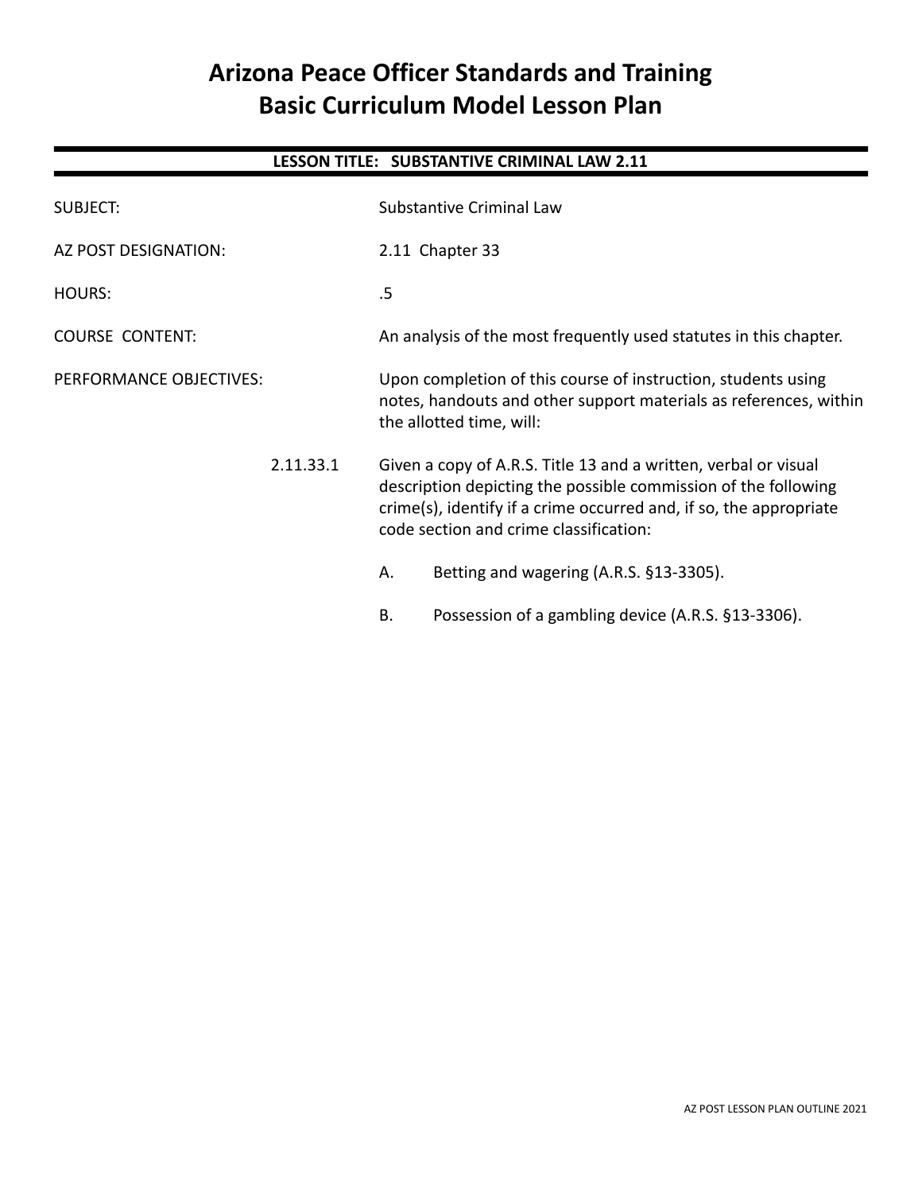# Arizona Peace Officer Standards and Training
# Basic Curriculum Model Lesson Plan

## LESSON TITLE: SUBSTANTIVE CRIMINAL LAW 2.11

SUBJECT: Substantive Criminal Law

AZ POST DESIGNATION: 2.11 Chapter 33

HOURS: .5

COURSE CONTENT: An analysis of the most frequently used statutes in this chapter.

PERFORMANCE OBJECTIVES: Upon completion of this course of instruction, students using notes, handouts and other support materials as references, within the allotted time, will:

2.11.33.1 Given a copy of A.R.S. Title 13 and a written, verbal or visual description depicting the possible commission of the following crime(s), identify if a crime occurred and, if so, the appropriate code section and crime classification:

A. Betting and wagering (A.R.S. §13-3305).

B. Possession of a gambling device (A.R.S. §13-3306).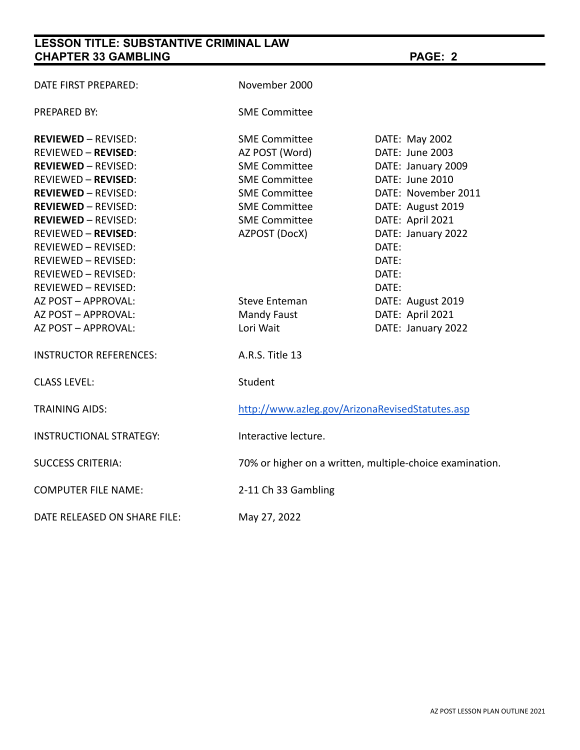| | | |
|---|---|---|
| DATE FIRST PREPARED: | November 2000 | |
| PREPARED BY: | SME Committee | |
| **REVIEWED** – REVISED: | SME Committee | DATE: May 2002 |
| REVIEWED – **REVISED**: | AZ POST (Word) | DATE: June 2003 |
| **REVIEWED** – REVISED: | SME Committee | DATE: January 2009 |
| REVIEWED – **REVISED**: | SME Committee | DATE: June 2010 |
| **REVIEWED** – REVISED: | SME Committee | DATE: November 2011 |
| **REVIEWED** – REVISED: | SME Committee | DATE: August 2019 |
| **REVIEWED** – REVISED: | SME Committee | DATE: April 2021 |
| REVIEWED – **REVISED**: | AZPOST (DocX) | DATE: January 2022 |
| REVIEWED – REVISED: | | DATE: |
| REVIEWED – REVISED: | | DATE: |
| REVIEWED – REVISED: | | DATE: |
| REVIEWED – REVISED: | | DATE: |
| AZ POST – APPROVAL: | Steve Enteman | DATE: August 2019 |
| AZ POST – APPROVAL: | Mandy Faust | DATE: April 2021 |
| AZ POST – APPROVAL: | Lori Wait | DATE: January 2022 |
| INSTRUCTOR REFERENCES: | A.R.S. Title 13 | |
| CLASS LEVEL: | Student | |
| TRAINING AIDS: | http://www.azleg.gov/ArizonaRevisedStatutes.asp | |
| INSTRUCTIONAL STRATEGY: | Interactive lecture. | |
| SUCCESS CRITERIA: | 70% or higher on a written, multiple-choice examination. | |
| COMPUTER FILE NAME: | 2-11 Ch 33 Gambling | |
| DATE RELEASED ON SHARE FILE: | May 27, 2022 | |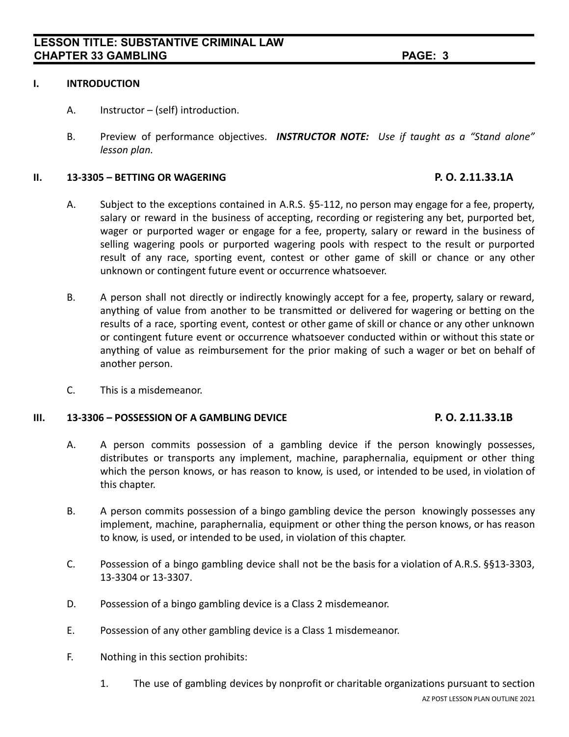## I. INTRODUCTION

A. Instructor – (self) introduction.

B. Preview of performance objectives. ***INSTRUCTOR NOTE:*** *Use if taught as a "Stand alone" lesson plan.*

## II. 13-3305 – BETTING OR WAGERING — P. O. 2.11.33.1A

A. Subject to the exceptions contained in A.R.S. §5-112, no person may engage for a fee, property, salary or reward in the business of accepting, recording or registering any bet, purported bet, wager or purported wager or engage for a fee, property, salary or reward in the business of selling wagering pools or purported wagering pools with respect to the result or purported result of any race, sporting event, contest or other game of skill or chance or any other unknown or contingent future event or occurrence whatsoever.

B. A person shall not directly or indirectly knowingly accept for a fee, property, salary or reward, anything of value from another to be transmitted or delivered for wagering or betting on the results of a race, sporting event, contest or other game of skill or chance or any other unknown or contingent future event or occurrence whatsoever conducted within or without this state or anything of value as reimbursement for the prior making of such a wager or bet on behalf of another person.

C. This is a misdemeanor.

## III. 13-3306 – POSSESSION OF A GAMBLING DEVICE — P. O. 2.11.33.1B

A. A person commits possession of a gambling device if the person knowingly possesses, distributes or transports any implement, machine, paraphernalia, equipment or other thing which the person knows, or has reason to know, is used, or intended to be used, in violation of this chapter.

B. A person commits possession of a bingo gambling device the person knowingly possesses any implement, machine, paraphernalia, equipment or other thing the person knows, or has reason to know, is used, or intended to be used, in violation of this chapter.

C. Possession of a bingo gambling device shall not be the basis for a violation of A.R.S. §§13-3303, 13-3304 or 13-3307.

D. Possession of a bingo gambling device is a Class 2 misdemeanor.

E. Possession of any other gambling device is a Class 1 misdemeanor.

F. Nothing in this section prohibits:

1. The use of gambling devices by nonprofit or charitable organizations pursuant to section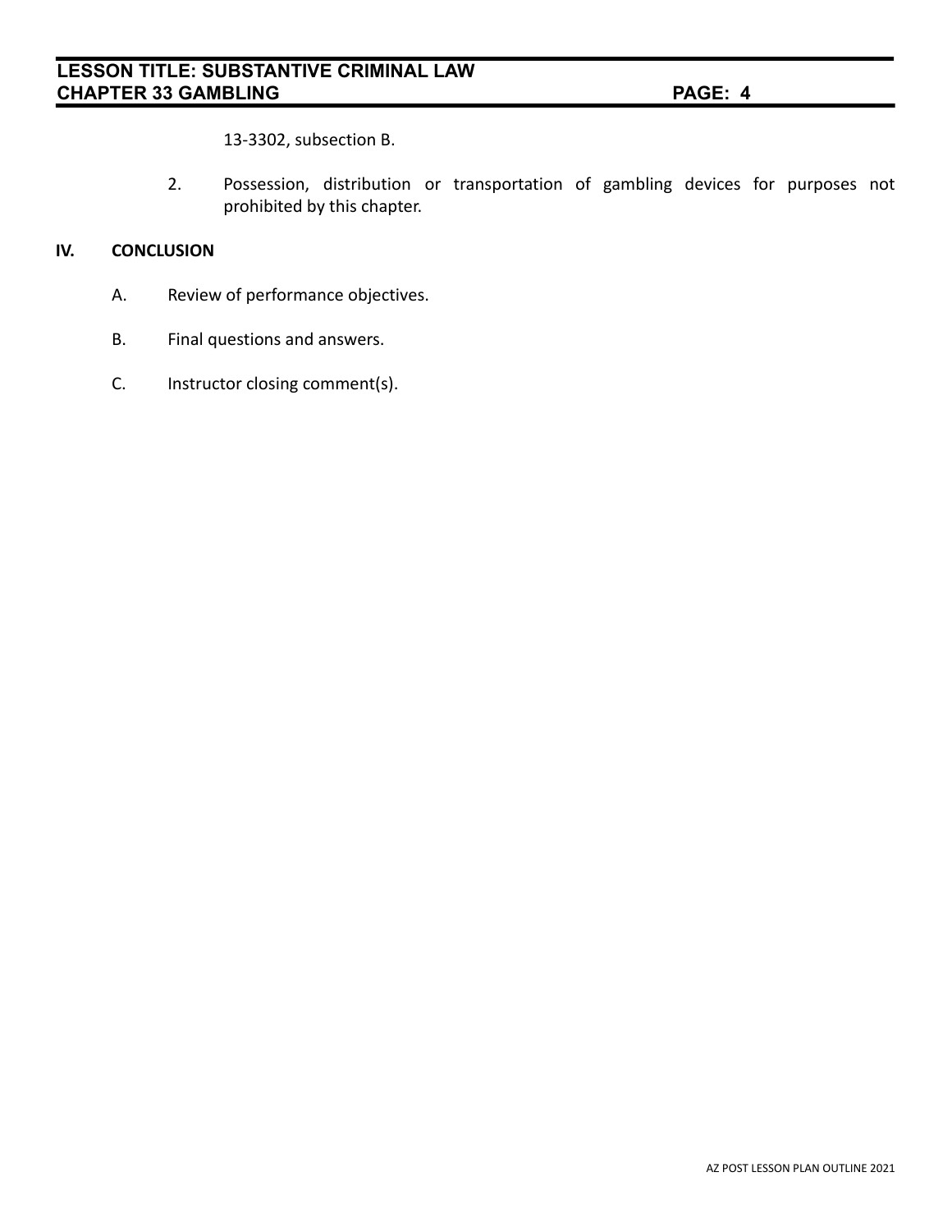13-3302, subsection B.

2. Possession, distribution or transportation of gambling devices for purposes not prohibited by this chapter.

## IV. CONCLUSION

A. Review of performance objectives.

B. Final questions and answers.

C. Instructor closing comment(s).